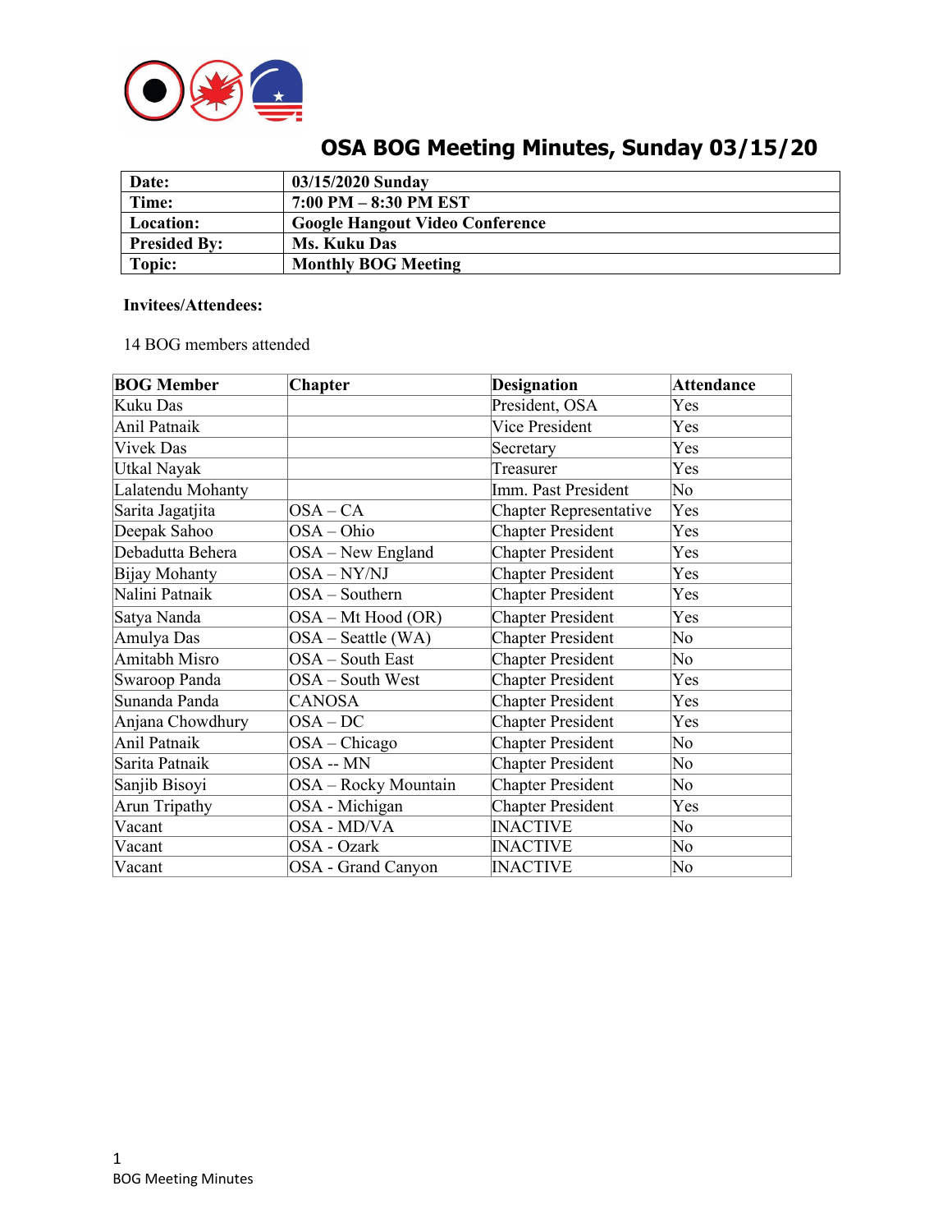# OSA BOG Meeting Minutes, Sunday 03/15/20

| **Date:** | **03/15/2020 Sunday** |
|---|---|
| **Time:** | **7:00 PM – 8:30 PM EST** |
| **Location:** | **Google Hangout Video Conference** |
| **Presided By:** | **Ms. Kuku Das** |
| **Topic:** | **Monthly BOG Meeting** |

**Invitees/Attendees:**

14 BOG members attended

| **BOG Member** | **Chapter** | **Designation** | **Attendance** |
|---|---|---|---|
| Kuku Das | | President, OSA | Yes |
| Anil Patnaik | | Vice President | Yes |
| Vivek Das | | Secretary | Yes |
| Utkal Nayak | | Treasurer | Yes |
| Lalatendu Mohanty | | Imm. Past President | No |
| Sarita Jagatjita | OSA – CA | Chapter Representative | Yes |
| Deepak Sahoo | OSA – Ohio | Chapter President | Yes |
| Debadutta Behera | OSA – New England | Chapter President | Yes |
| Bijay Mohanty | OSA – NY/NJ | Chapter President | Yes |
| Nalini Patnaik | OSA – Southern | Chapter President | Yes |
| Satya Nanda | OSA – Mt Hood (OR) | Chapter President | Yes |
| Amulya Das | OSA – Seattle (WA) | Chapter President | No |
| Amitabh Misro | OSA – South East | Chapter President | No |
| Swaroop Panda | OSA – South West | Chapter President | Yes |
| Sunanda Panda | CANOSA | Chapter President | Yes |
| Anjana Chowdhury | OSA – DC | Chapter President | Yes |
| Anil Patnaik | OSA – Chicago | Chapter President | No |
| Sarita Patnaik | OSA -- MN | Chapter President | No |
| Sanjib Bisoyi | OSA – Rocky Mountain | Chapter President | No |
| Arun Tripathy | OSA - Michigan | Chapter President | Yes |
| Vacant | OSA - MD/VA | INACTIVE | No |
| Vacant | OSA - Ozark | INACTIVE | No |
| Vacant | OSA - Grand Canyon | INACTIVE | No |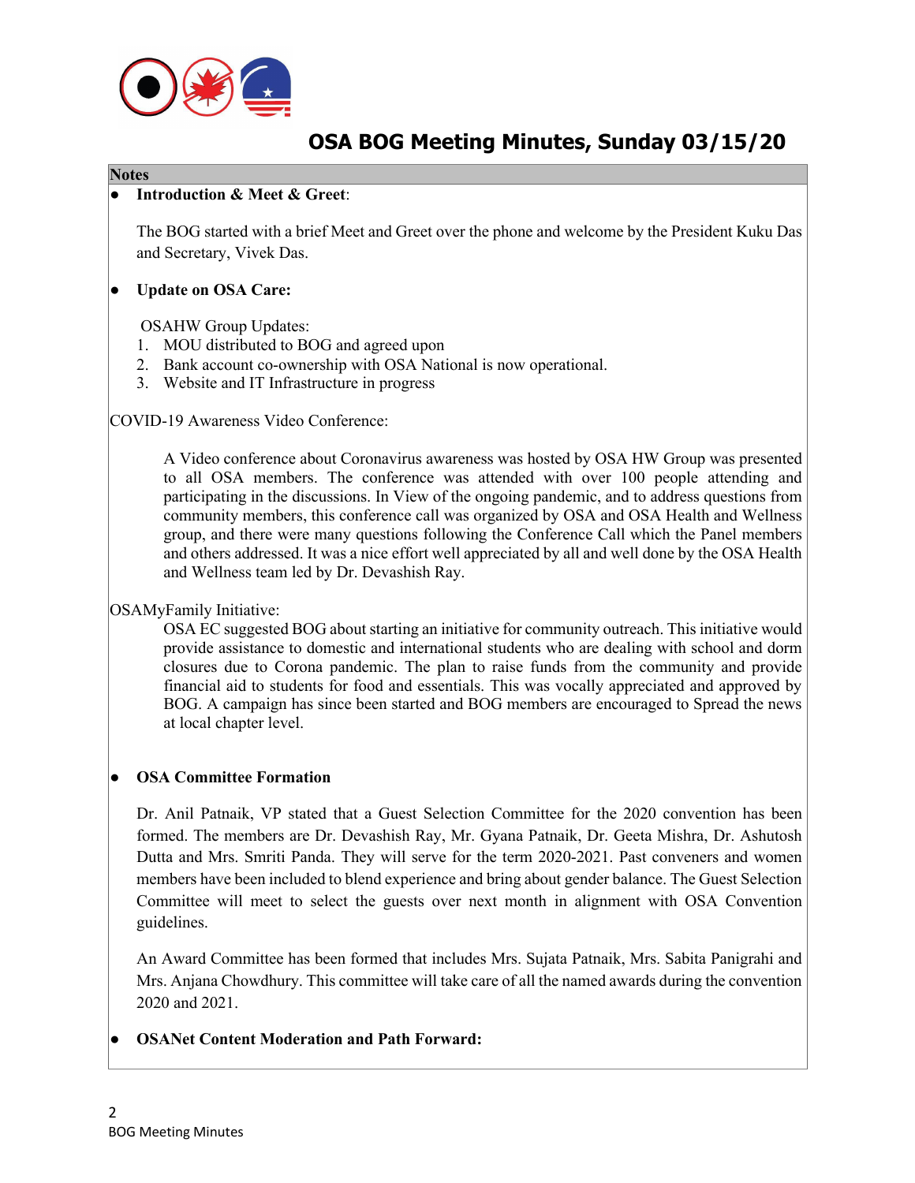# OSA BOG Meeting Minutes, Sunday 03/15/20

**Notes**

- **Introduction & Meet & Greet**:

  The BOG started with a brief Meet and Greet over the phone and welcome by the President Kuku Das and Secretary, Vivek Das.

- **Update on OSA Care:**

  OSAHW Group Updates:

  1. MOU distributed to BOG and agreed upon
  2. Bank account co-ownership with OSA National is now operational.
  3. Website and IT Infrastructure in progress

COVID-19 Awareness Video Conference:

A Video conference about Coronavirus awareness was hosted by OSA HW Group was presented to all OSA members. The conference was attended with over 100 people attending and participating in the discussions. In View of the ongoing pandemic, and to address questions from community members, this conference call was organized by OSA and OSA Health and Wellness group, and there were many questions following the Conference Call which the Panel members and others addressed. It was a nice effort well appreciated by all and well done by the OSA Health and Wellness team led by Dr. Devashish Ray.

OSAMyFamily Initiative:

OSA EC suggested BOG about starting an initiative for community outreach. This initiative would provide assistance to domestic and international students who are dealing with school and dorm closures due to Corona pandemic. The plan to raise funds from the community and provide financial aid to students for food and essentials. This was vocally appreciated and approved by BOG. A campaign has since been started and BOG members are encouraged to Spread the news at local chapter level.

- **OSA Committee Formation**

  Dr. Anil Patnaik, VP stated that a Guest Selection Committee for the 2020 convention has been formed. The members are Dr. Devashish Ray, Mr. Gyana Patnaik, Dr. Geeta Mishra, Dr. Ashutosh Dutta and Mrs. Smriti Panda. They will serve for the term 2020-2021. Past conveners and women members have been included to blend experience and bring about gender balance. The Guest Selection Committee will meet to select the guests over next month in alignment with OSA Convention guidelines.

  An Award Committee has been formed that includes Mrs. Sujata Patnaik, Mrs. Sabita Panigrahi and Mrs. Anjana Chowdhury. This committee will take care of all the named awards during the convention 2020 and 2021.

- **OSANet Content Moderation and Path Forward:**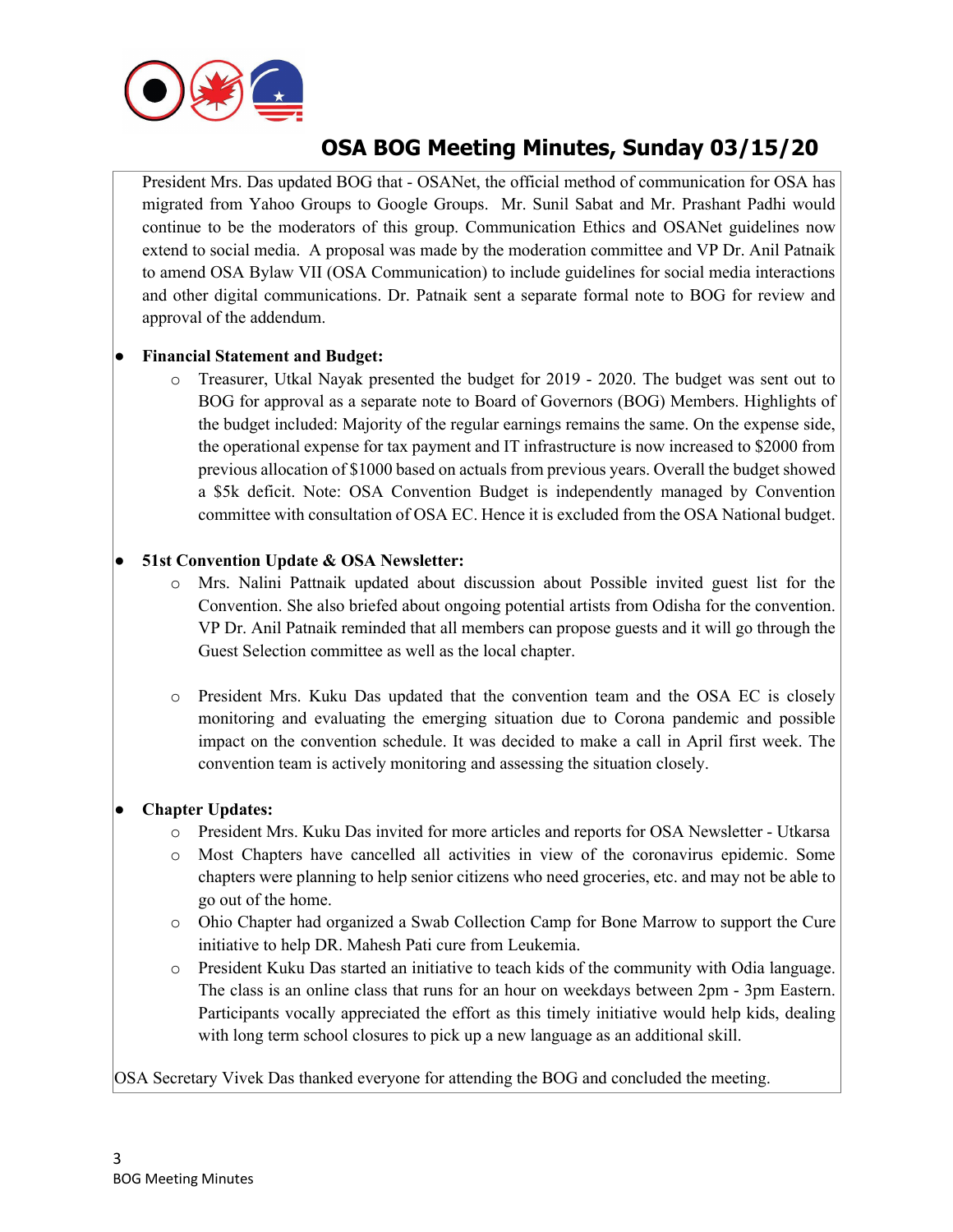# OSA BOG Meeting Minutes, Sunday 03/15/20

President Mrs. Das updated BOG that - OSANet, the official method of communication for OSA has migrated from Yahoo Groups to Google Groups. Mr. Sunil Sabat and Mr. Prashant Padhi would continue to be the moderators of this group. Communication Ethics and OSANet guidelines now extend to social media. A proposal was made by the moderation committee and VP Dr. Anil Patnaik to amend OSA Bylaw VII (OSA Communication) to include guidelines for social media interactions and other digital communications. Dr. Patnaik sent a separate formal note to BOG for review and approval of the addendum.

- **Financial Statement and Budget:**
  - Treasurer, Utkal Nayak presented the budget for 2019 - 2020. The budget was sent out to BOG for approval as a separate note to Board of Governors (BOG) Members. Highlights of the budget included: Majority of the regular earnings remains the same. On the expense side, the operational expense for tax payment and IT infrastructure is now increased to $2000 from previous allocation of $1000 based on actuals from previous years. Overall the budget showed a $5k deficit. Note: OSA Convention Budget is independently managed by Convention committee with consultation of OSA EC. Hence it is excluded from the OSA National budget.

- **51st Convention Update & OSA Newsletter:**
  - Mrs. Nalini Pattnaik updated about discussion about Possible invited guest list for the Convention. She also briefed about ongoing potential artists from Odisha for the convention. VP Dr. Anil Patnaik reminded that all members can propose guests and it will go through the Guest Selection committee as well as the local chapter.

  - President Mrs. Kuku Das updated that the convention team and the OSA EC is closely monitoring and evaluating the emerging situation due to Corona pandemic and possible impact on the convention schedule. It was decided to make a call in April first week. The convention team is actively monitoring and assessing the situation closely.

- **Chapter Updates:**
  - President Mrs. Kuku Das invited for more articles and reports for OSA Newsletter - Utkarsa
  - Most Chapters have cancelled all activities in view of the coronavirus epidemic. Some chapters were planning to help senior citizens who need groceries, etc. and may not be able to go out of the home.
  - Ohio Chapter had organized a Swab Collection Camp for Bone Marrow to support the Cure initiative to help DR. Mahesh Pati cure from Leukemia.
  - President Kuku Das started an initiative to teach kids of the community with Odia language. The class is an online class that runs for an hour on weekdays between 2pm - 3pm Eastern. Participants vocally appreciated the effort as this timely initiative would help kids, dealing with long term school closures to pick up a new language as an additional skill.

OSA Secretary Vivek Das thanked everyone for attending the BOG and concluded the meeting.